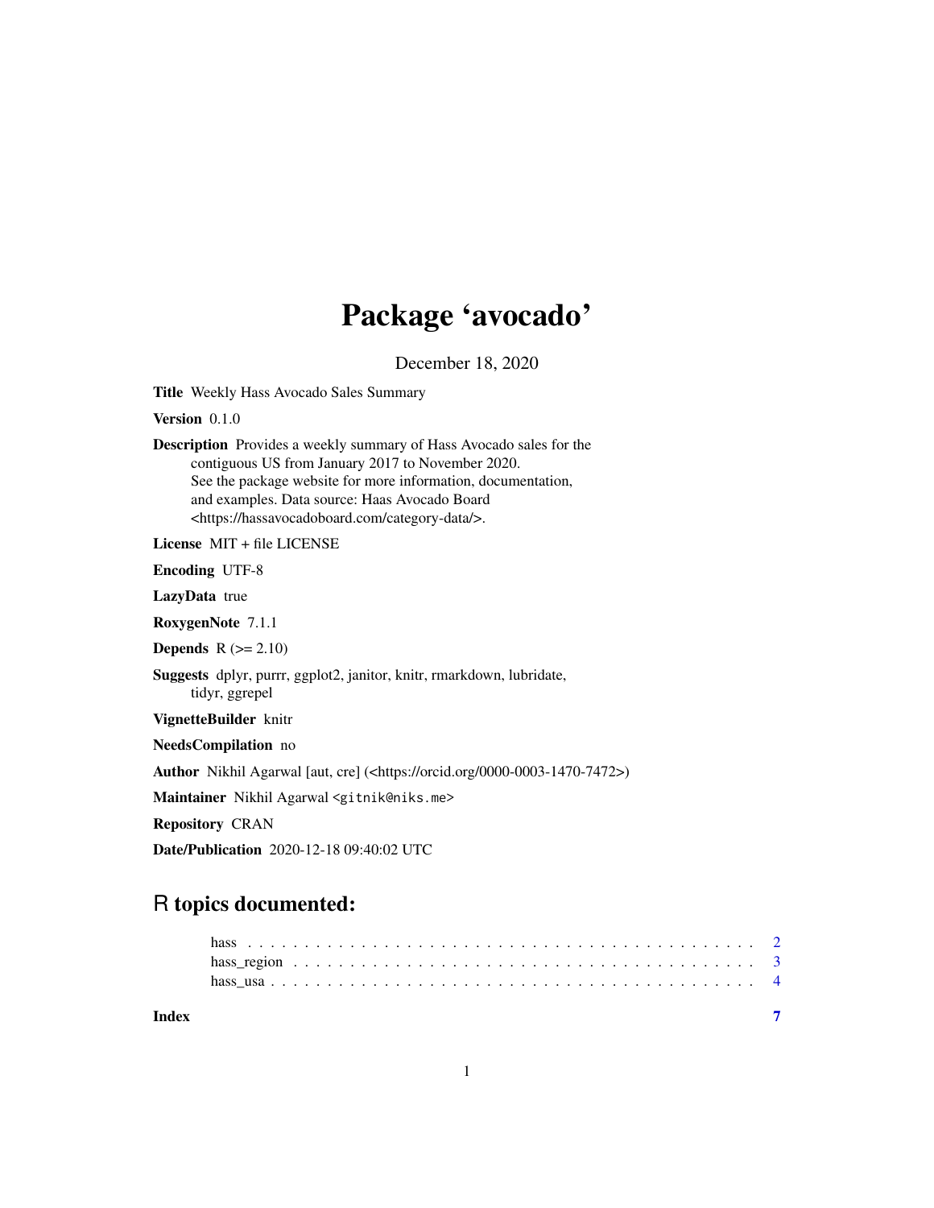# Package 'avocado'

December 18, 2020

**Title** Weekly Hass Avocado Sales Summary

**Version** 0.1.0

**Description** Provides a weekly summary of Hass Avocado sales for the contiguous US from January 2017 to November 2020. See the package website for more information, documentation, and examples. Data source: Haas Avocado Board <https://hassavocadoboard.com/category-data/>.

**License** MIT + file LICENSE

**Encoding** UTF-8

**LazyData** true

**RoxygenNote** 7.1.1

**Depends** R (>= 2.10)

**Suggests** dplyr, purrr, ggplot2, janitor, knitr, rmarkdown, lubridate, tidyr, ggrepel

**VignetteBuilder** knitr

**NeedsCompilation** no

**Author** Nikhil Agarwal [aut, cre] (<https://orcid.org/0000-0003-1470-7472>)

**Maintainer** Nikhil Agarwal <gitnik@niks.me>

**Repository** CRAN

**Date/Publication** 2020-12-18 09:40:02 UTC

## R topics documented:

hass . . . . . . . . . . . . . . . . . . . . . . . . . . . . . . . . . . . . . . . . . . . 2
hass_region . . . . . . . . . . . . . . . . . . . . . . . . . . . . . . . . . . . . . . . 3
hass_usa . . . . . . . . . . . . . . . . . . . . . . . . . . . . . . . . . . . . . . . . . 4

**Index** **7**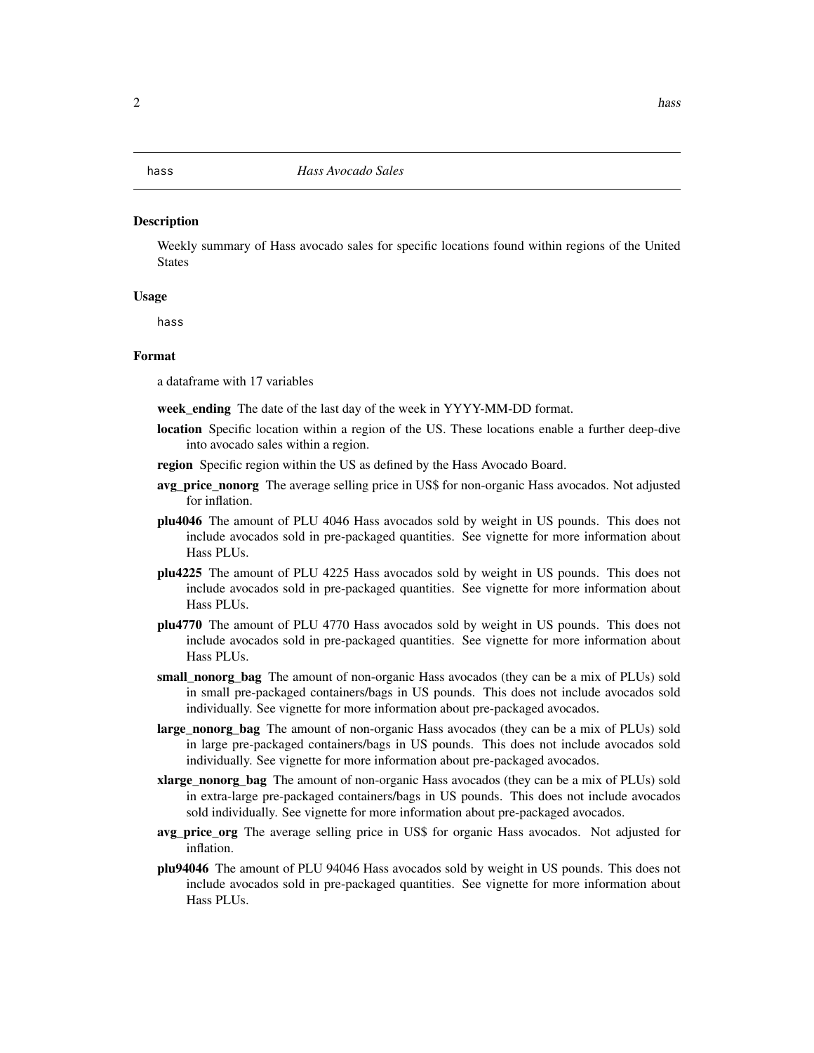`hass` *Hass Avocado Sales*

## Description

Weekly summary of Hass avocado sales for specific locations found within regions of the United States

## Usage

```
hass
```

## Format

a dataframe with 17 variables

**week_ending** The date of the last day of the week in YYYY-MM-DD format.

**location** Specific location within a region of the US. These locations enable a further deep-dive into avocado sales within a region.

**region** Specific region within the US as defined by the Hass Avocado Board.

**avg_price_nonorg** The average selling price in US$ for non-organic Hass avocados. Not adjusted for inflation.

**plu4046** The amount of PLU 4046 Hass avocados sold by weight in US pounds. This does not include avocados sold in pre-packaged quantities. See vignette for more information about Hass PLUs.

**plu4225** The amount of PLU 4225 Hass avocados sold by weight in US pounds. This does not include avocados sold in pre-packaged quantities. See vignette for more information about Hass PLUs.

**plu4770** The amount of PLU 4770 Hass avocados sold by weight in US pounds. This does not include avocados sold in pre-packaged quantities. See vignette for more information about Hass PLUs.

**small_nonorg_bag** The amount of non-organic Hass avocados (they can be a mix of PLUs) sold in small pre-packaged containers/bags in US pounds. This does not include avocados sold individually. See vignette for more information about pre-packaged avocados.

**large_nonorg_bag** The amount of non-organic Hass avocados (they can be a mix of PLUs) sold in large pre-packaged containers/bags in US pounds. This does not include avocados sold individually. See vignette for more information about pre-packaged avocados.

**xlarge_nonorg_bag** The amount of non-organic Hass avocados (they can be a mix of PLUs) sold in extra-large pre-packaged containers/bags in US pounds. This does not include avocados sold individually. See vignette for more information about pre-packaged avocados.

**avg_price_org** The average selling price in US$ for organic Hass avocados. Not adjusted for inflation.

**plu94046** The amount of PLU 94046 Hass avocados sold by weight in US pounds. This does not include avocados sold in pre-packaged quantities. See vignette for more information about Hass PLUs.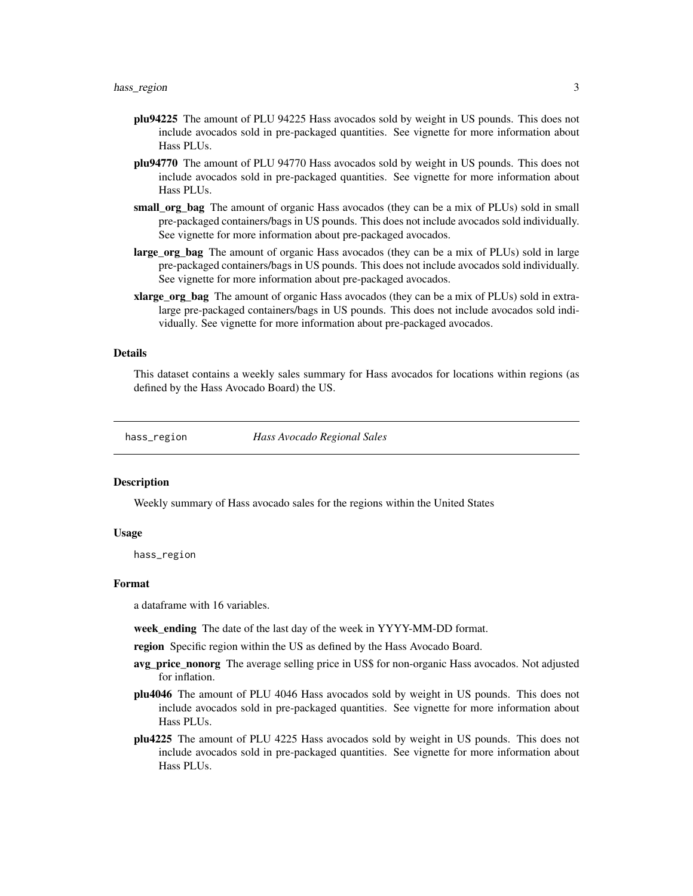- **plu94225** The amount of PLU 94225 Hass avocados sold by weight in US pounds. This does not include avocados sold in pre-packaged quantities. See vignette for more information about Hass PLUs.
- **plu94770** The amount of PLU 94770 Hass avocados sold by weight in US pounds. This does not include avocados sold in pre-packaged quantities. See vignette for more information about Hass PLUs.
- **small_org_bag** The amount of organic Hass avocados (they can be a mix of PLUs) sold in small pre-packaged containers/bags in US pounds. This does not include avocados sold individually. See vignette for more information about pre-packaged avocados.
- **large_org_bag** The amount of organic Hass avocados (they can be a mix of PLUs) sold in large pre-packaged containers/bags in US pounds. This does not include avocados sold individually. See vignette for more information about pre-packaged avocados.
- **xlarge_org_bag** The amount of organic Hass avocados (they can be a mix of PLUs) sold in extra-large pre-packaged containers/bags in US pounds. This does not include avocados sold individually. See vignette for more information about pre-packaged avocados.

### Details

This dataset contains a weekly sales summary for Hass avocados for locations within regions (as defined by the Hass Avocado Board) the US.

---

## `hass_region` *Hass Avocado Regional Sales*

---

### Description

Weekly summary of Hass avocado sales for the regions within the United States

### Usage

```
hass_region
```

### Format

a dataframe with 16 variables.

- **week_ending** The date of the last day of the week in YYYY-MM-DD format.
- **region** Specific region within the US as defined by the Hass Avocado Board.
- **avg_price_nonorg** The average selling price in US$ for non-organic Hass avocados. Not adjusted for inflation.
- **plu4046** The amount of PLU 4046 Hass avocados sold by weight in US pounds. This does not include avocados sold in pre-packaged quantities. See vignette for more information about Hass PLUs.
- **plu4225** The amount of PLU 4225 Hass avocados sold by weight in US pounds. This does not include avocados sold in pre-packaged quantities. See vignette for more information about Hass PLUs.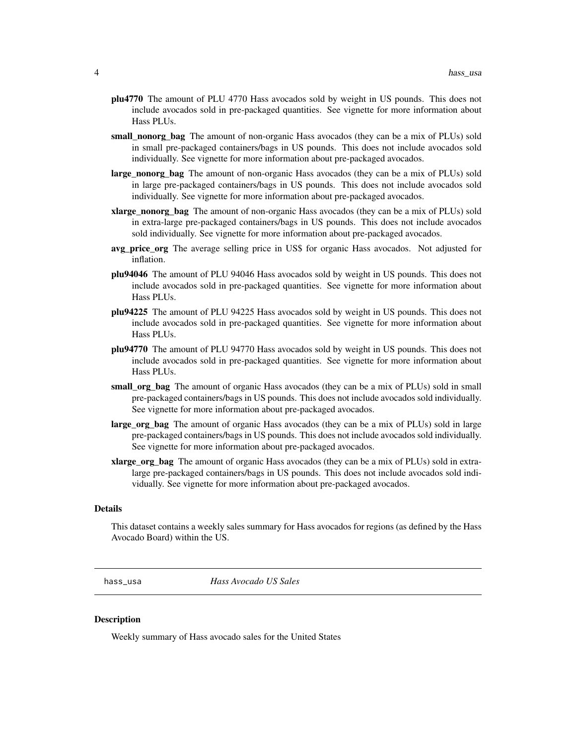**plu4770** The amount of PLU 4770 Hass avocados sold by weight in US pounds. This does not include avocados sold in pre-packaged quantities. See vignette for more information about Hass PLUs.

**small_nonorg_bag** The amount of non-organic Hass avocados (they can be a mix of PLUs) sold in small pre-packaged containers/bags in US pounds. This does not include avocados sold individually. See vignette for more information about pre-packaged avocados.

**large_nonorg_bag** The amount of non-organic Hass avocados (they can be a mix of PLUs) sold in large pre-packaged containers/bags in US pounds. This does not include avocados sold individually. See vignette for more information about pre-packaged avocados.

**xlarge_nonorg_bag** The amount of non-organic Hass avocados (they can be a mix of PLUs) sold in extra-large pre-packaged containers/bags in US pounds. This does not include avocados sold individually. See vignette for more information about pre-packaged avocados.

**avg_price_org** The average selling price in US$ for organic Hass avocados. Not adjusted for inflation.

**plu94046** The amount of PLU 94046 Hass avocados sold by weight in US pounds. This does not include avocados sold in pre-packaged quantities. See vignette for more information about Hass PLUs.

**plu94225** The amount of PLU 94225 Hass avocados sold by weight in US pounds. This does not include avocados sold in pre-packaged quantities. See vignette for more information about Hass PLUs.

**plu94770** The amount of PLU 94770 Hass avocados sold by weight in US pounds. This does not include avocados sold in pre-packaged quantities. See vignette for more information about Hass PLUs.

**small_org_bag** The amount of organic Hass avocados (they can be a mix of PLUs) sold in small pre-packaged containers/bags in US pounds. This does not include avocados sold individually. See vignette for more information about pre-packaged avocados.

**large_org_bag** The amount of organic Hass avocados (they can be a mix of PLUs) sold in large pre-packaged containers/bags in US pounds. This does not include avocados sold individually. See vignette for more information about pre-packaged avocados.

**xlarge_org_bag** The amount of organic Hass avocados (they can be a mix of PLUs) sold in extra-large pre-packaged containers/bags in US pounds. This does not include avocados sold individually. See vignette for more information about pre-packaged avocados.

### Details

This dataset contains a weekly sales summary for Hass avocados for regions (as defined by the Hass Avocado Board) within the US.

---

## hass_usa *Hass Avocado US Sales*

### Description

Weekly summary of Hass avocado sales for the United States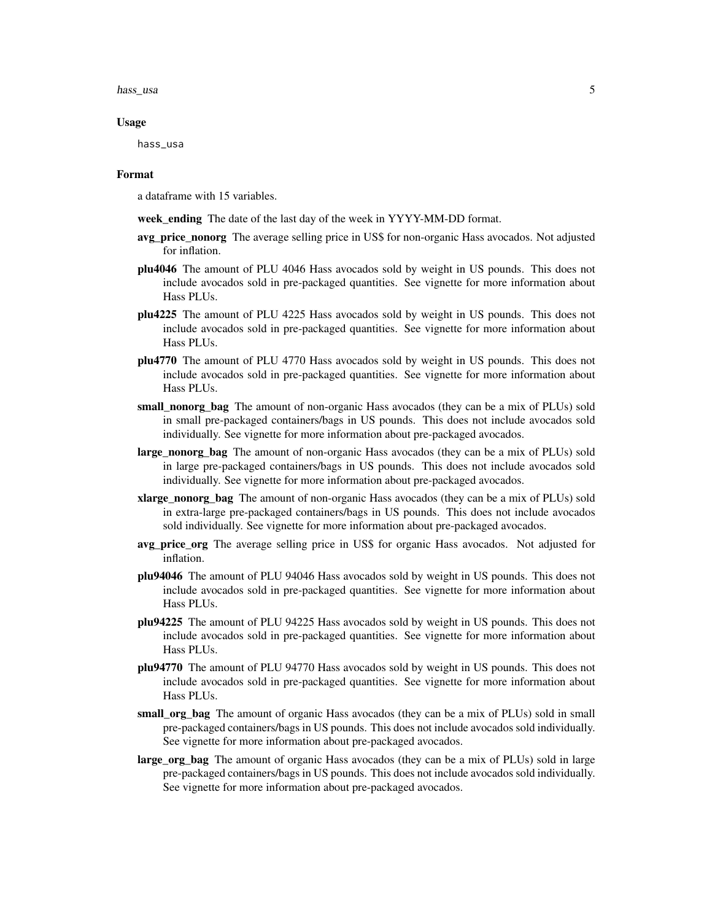### Usage

```
hass_usa
```

### Format

a dataframe with 15 variables.

**week_ending** The date of the last day of the week in YYYY-MM-DD format.

**avg_price_nonorg** The average selling price in US$ for non-organic Hass avocados. Not adjusted for inflation.

**plu4046** The amount of PLU 4046 Hass avocados sold by weight in US pounds. This does not include avocados sold in pre-packaged quantities. See vignette for more information about Hass PLUs.

**plu4225** The amount of PLU 4225 Hass avocados sold by weight in US pounds. This does not include avocados sold in pre-packaged quantities. See vignette for more information about Hass PLUs.

**plu4770** The amount of PLU 4770 Hass avocados sold by weight in US pounds. This does not include avocados sold in pre-packaged quantities. See vignette for more information about Hass PLUs.

**small_nonorg_bag** The amount of non-organic Hass avocados (they can be a mix of PLUs) sold in small pre-packaged containers/bags in US pounds. This does not include avocados sold individually. See vignette for more information about pre-packaged avocados.

**large_nonorg_bag** The amount of non-organic Hass avocados (they can be a mix of PLUs) sold in large pre-packaged containers/bags in US pounds. This does not include avocados sold individually. See vignette for more information about pre-packaged avocados.

**xlarge_nonorg_bag** The amount of non-organic Hass avocados (they can be a mix of PLUs) sold in extra-large pre-packaged containers/bags in US pounds. This does not include avocados sold individually. See vignette for more information about pre-packaged avocados.

**avg_price_org** The average selling price in US$ for organic Hass avocados. Not adjusted for inflation.

**plu94046** The amount of PLU 94046 Hass avocados sold by weight in US pounds. This does not include avocados sold in pre-packaged quantities. See vignette for more information about Hass PLUs.

**plu94225** The amount of PLU 94225 Hass avocados sold by weight in US pounds. This does not include avocados sold in pre-packaged quantities. See vignette for more information about Hass PLUs.

**plu94770** The amount of PLU 94770 Hass avocados sold by weight in US pounds. This does not include avocados sold in pre-packaged quantities. See vignette for more information about Hass PLUs.

**small_org_bag** The amount of organic Hass avocados (they can be a mix of PLUs) sold in small pre-packaged containers/bags in US pounds. This does not include avocados sold individually. See vignette for more information about pre-packaged avocados.

**large_org_bag** The amount of organic Hass avocados (they can be a mix of PLUs) sold in large pre-packaged containers/bags in US pounds. This does not include avocados sold individually. See vignette for more information about pre-packaged avocados.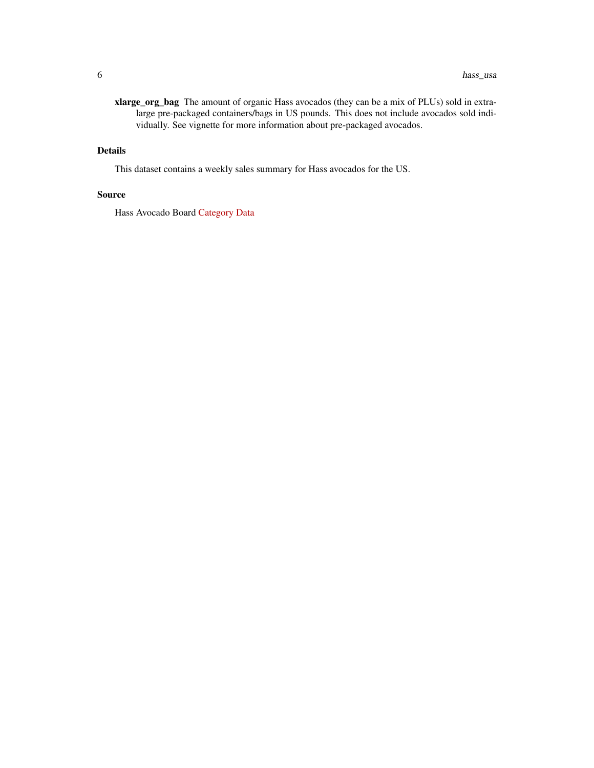**xlarge_org_bag** The amount of organic Hass avocados (they can be a mix of PLUs) sold in extra-large pre-packaged containers/bags in US pounds. This does not include avocados sold individually. See vignette for more information about pre-packaged avocados.

## Details

This dataset contains a weekly sales summary for Hass avocados for the US.

## Source

Hass Avocado Board Category Data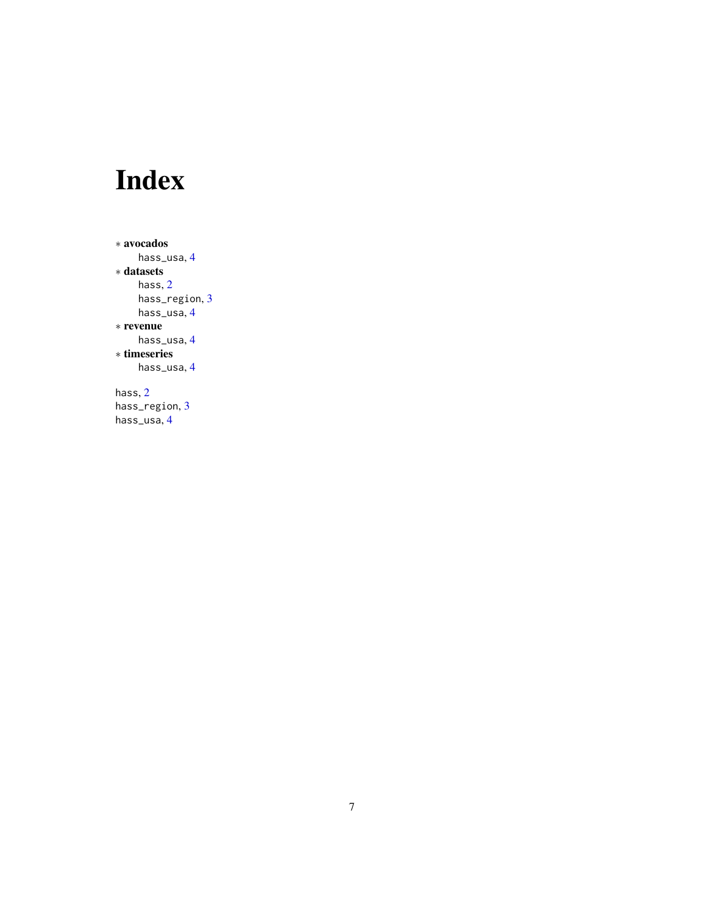# Index

∗ **avocados**
    hass_usa, 4
∗ **datasets**
    hass, 2
    hass_region, 3
    hass_usa, 4
∗ **revenue**
    hass_usa, 4
∗ **timeseries**
    hass_usa, 4

hass, 2
hass_region, 3
hass_usa, 4